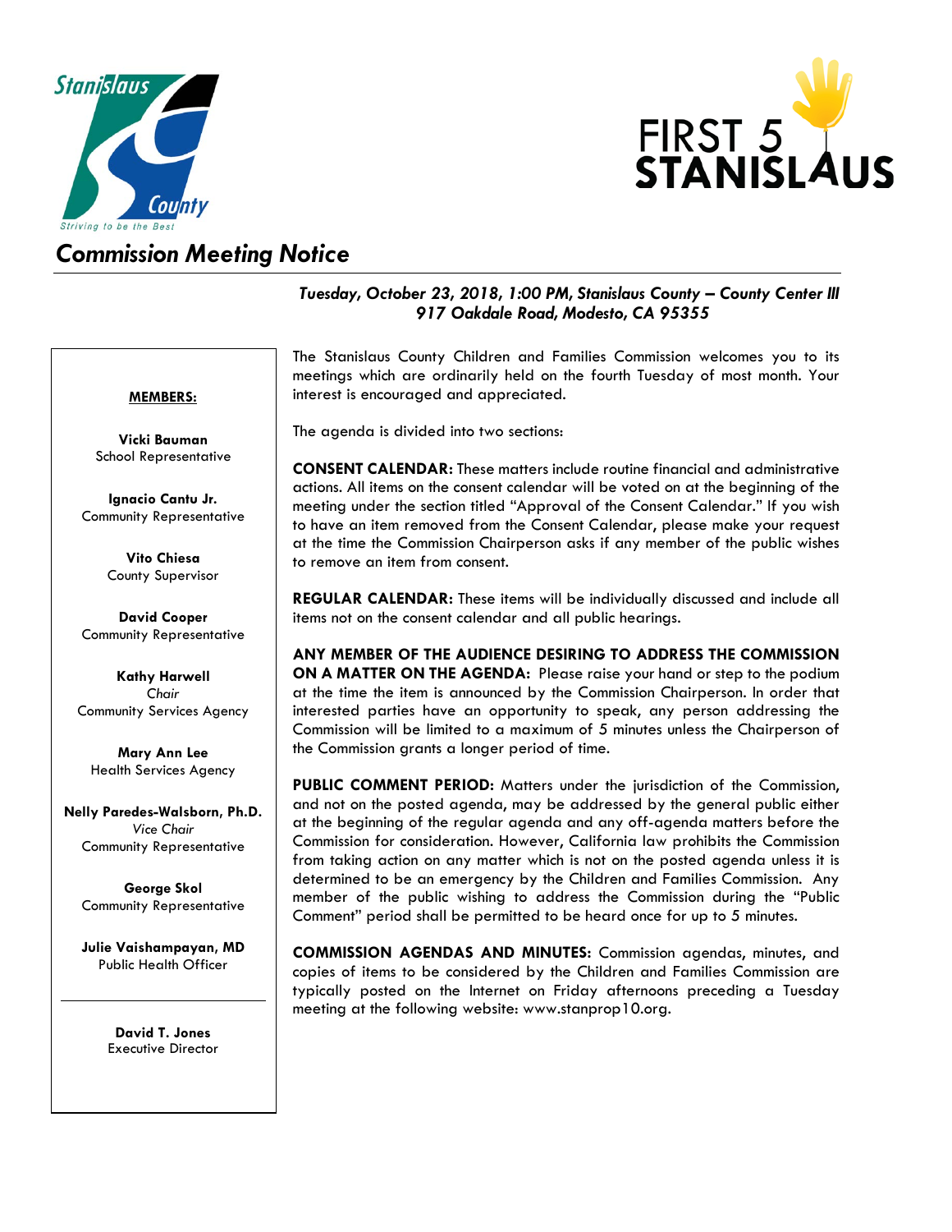Stanislaus County

*Striving to be the Best*

FIRST 5 STANISLAUS

# *Commission Meeting Notice*

***Tuesday, October 23, 2018, 1:00 PM, Stanislaus County – County Center III***
***917 Oakdale Road, Modesto, CA 95355***

**MEMBERS:**

**Vicki Bauman**
School Representative

**Ignacio Cantu Jr.**
Community Representative

**Vito Chiesa**
County Supervisor

**David Cooper**
Community Representative

**Kathy Harwell**
*Chair*
Community Services Agency

**Mary Ann Lee**
Health Services Agency

**Nelly Paredes-Walsborn, Ph.D.**
*Vice Chair*
Community Representative

**George Skol**
Community Representative

**Julie Vaishampayan, MD**
Public Health Officer

---

**David T. Jones**
Executive Director

The Stanislaus County Children and Families Commission welcomes you to its meetings which are ordinarily held on the fourth Tuesday of most month. Your interest is encouraged and appreciated.

The agenda is divided into two sections:

**CONSENT CALENDAR:** These matters include routine financial and administrative actions. All items on the consent calendar will be voted on at the beginning of the meeting under the section titled "Approval of the Consent Calendar." If you wish to have an item removed from the Consent Calendar, please make your request at the time the Commission Chairperson asks if any member of the public wishes to remove an item from consent.

**REGULAR CALENDAR:** These items will be individually discussed and include all items not on the consent calendar and all public hearings.

**ANY MEMBER OF THE AUDIENCE DESIRING TO ADDRESS THE COMMISSION ON A MATTER ON THE AGENDA:** Please raise your hand or step to the podium at the time the item is announced by the Commission Chairperson. In order that interested parties have an opportunity to speak, any person addressing the Commission will be limited to a maximum of 5 minutes unless the Chairperson of the Commission grants a longer period of time.

**PUBLIC COMMENT PERIOD:** Matters under the jurisdiction of the Commission, and not on the posted agenda, may be addressed by the general public either at the beginning of the regular agenda and any off-agenda matters before the Commission for consideration. However, California law prohibits the Commission from taking action on any matter which is not on the posted agenda unless it is determined to be an emergency by the Children and Families Commission. Any member of the public wishing to address the Commission during the "Public Comment" period shall be permitted to be heard once for up to 5 minutes.

**COMMISSION AGENDAS AND MINUTES:** Commission agendas, minutes, and copies of items to be considered by the Children and Families Commission are typically posted on the Internet on Friday afternoons preceding a Tuesday meeting at the following website: www.stanprop10.org.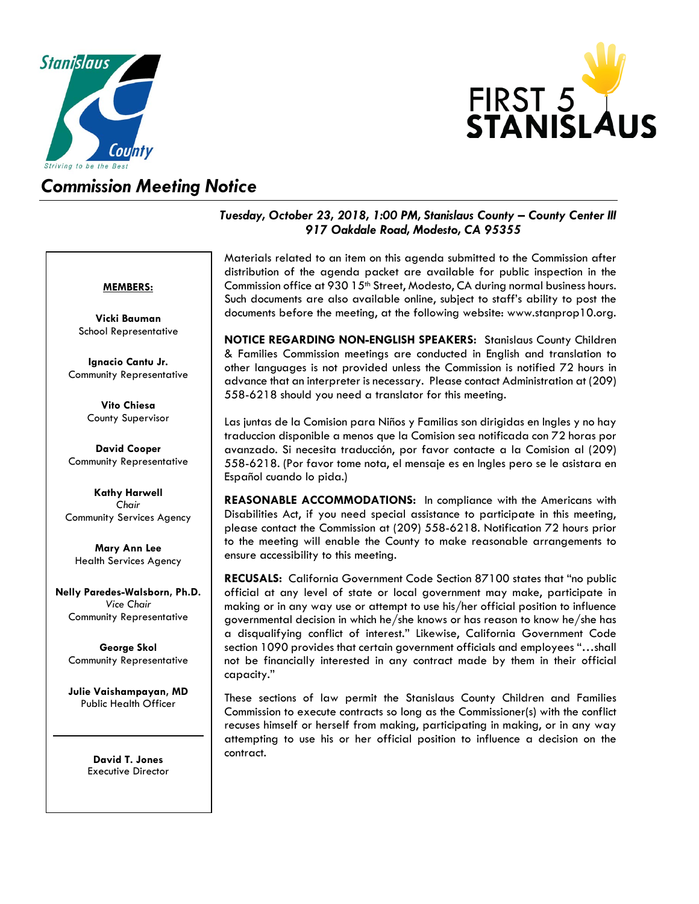Stanislaus County
Striving to be the Best

FIRST 5 STANISLAUS

# Commission Meeting Notice

***Tuesday, October 23, 2018, 1:00 PM, Stanislaus County – County Center III***
***917 Oakdale Road, Modesto, CA 95355***

**MEMBERS:**

**Vicki Bauman**
School Representative

**Ignacio Cantu Jr.**
Community Representative

**Vito Chiesa**
County Supervisor

**David Cooper**
Community Representative

**Kathy Harwell**
*Chair*
Community Services Agency

**Mary Ann Lee**
Health Services Agency

**Nelly Paredes-Walsborn, Ph.D.**
*Vice Chair*
Community Representative

**George Skol**
Community Representative

**Julie Vaishampayan, MD**
Public Health Officer

---

**David T. Jones**
Executive Director

Materials related to an item on this agenda submitted to the Commission after distribution of the agenda packet are available for public inspection in the Commission office at 930 15th Street, Modesto, CA during normal business hours. Such documents are also available online, subject to staff's ability to post the documents before the meeting, at the following website: www.stanprop10.org.

**NOTICE REGARDING NON-ENGLISH SPEAKERS:** Stanislaus County Children & Families Commission meetings are conducted in English and translation to other languages is not provided unless the Commission is notified 72 hours in advance that an interpreter is necessary. Please contact Administration at (209) 558-6218 should you need a translator for this meeting.

Las juntas de la Comision para Niños y Familias son dirigidas en Ingles y no hay traduccion disponible a menos que la Comision sea notificada con 72 horas por avanzado. Si necesita traducción, por favor contacte a la Comision al (209) 558-6218. (Por favor tome nota, el mensaje es en Ingles pero se le asistara en Español cuando lo pida.)

**REASONABLE ACCOMMODATIONS:** In compliance with the Americans with Disabilities Act, if you need special assistance to participate in this meeting, please contact the Commission at (209) 558-6218. Notification 72 hours prior to the meeting will enable the County to make reasonable arrangements to ensure accessibility to this meeting.

**RECUSALS:** California Government Code Section 87100 states that "no public official at any level of state or local government may make, participate in making or in any way use or attempt to use his/her official position to influence governmental decision in which he/she knows or has reason to know he/she has a disqualifying conflict of interest." Likewise, California Government Code section 1090 provides that certain government officials and employees "…shall not be financially interested in any contract made by them in their official capacity."

These sections of law permit the Stanislaus County Children and Families Commission to execute contracts so long as the Commissioner(s) with the conflict recuses himself or herself from making, participating in making, or in any way attempting to use his or her official position to influence a decision on the contract.